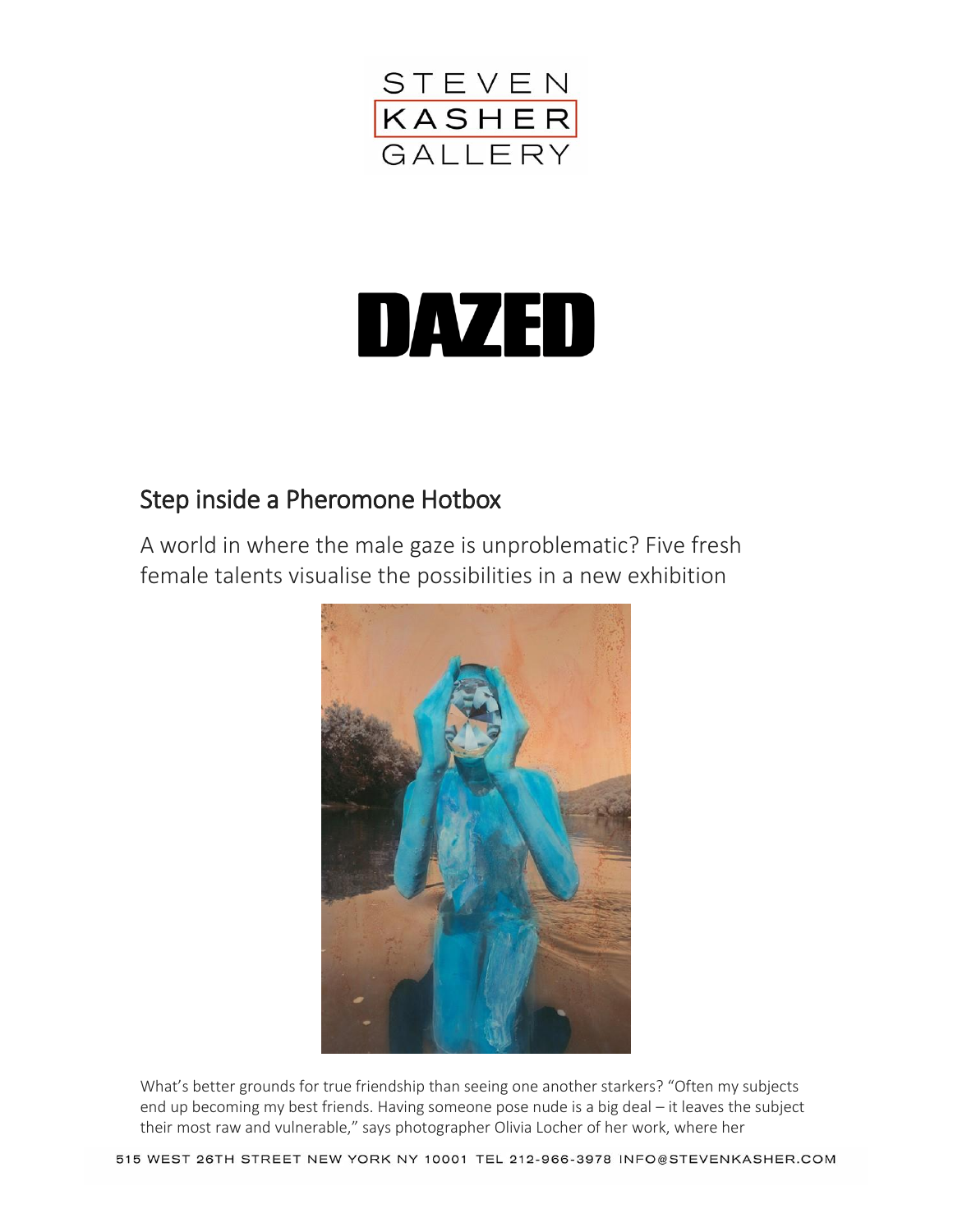STEVEN KASHER GALLERY

DAZED

## Step inside a Pheromone Hotbox

A world in where the male gaze is unproblematic? Five fresh female talents visualise the possibilities in a new exhibition

What's better grounds for true friendship than seeing one another starkers? "Often my subjects end up becoming my best friends. Having someone pose nude is a big deal – it leaves the subject their most raw and vulnerable," says photographer Olivia Locher of her work, where her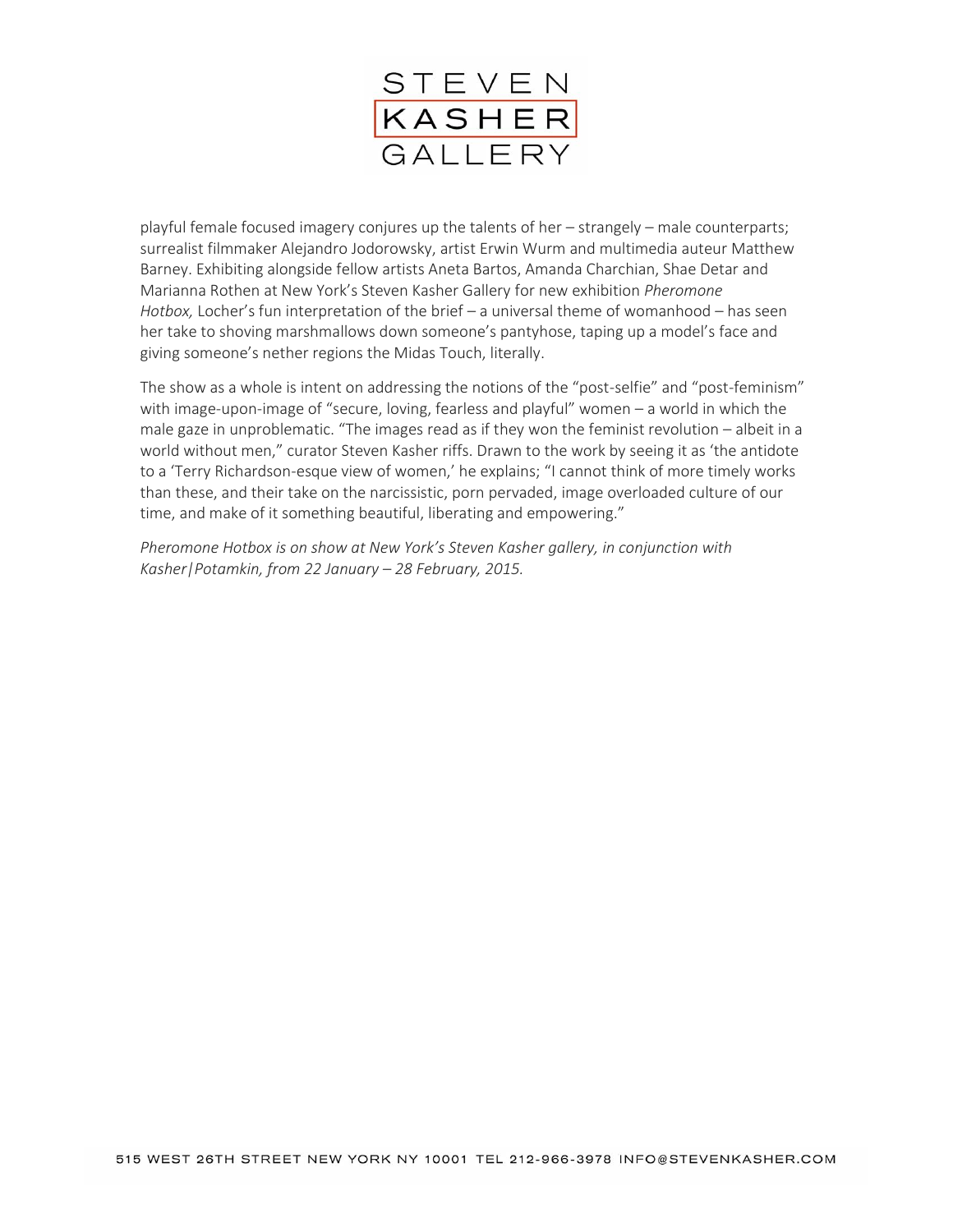playful female focused imagery conjures up the talents of her – strangely – male counterparts; surrealist filmmaker Alejandro Jodorowsky, artist Erwin Wurm and multimedia auteur Matthew Barney. Exhibiting alongside fellow artists Aneta Bartos, Amanda Charchian, Shae Detar and Marianna Rothen at New York's Steven Kasher Gallery for new exhibition *Pheromone Hotbox,* Locher's fun interpretation of the brief – a universal theme of womanhood – has seen her take to shoving marshmallows down someone's pantyhose, taping up a model's face and giving someone's nether regions the Midas Touch, literally.

The show as a whole is intent on addressing the notions of the "post-selfie" and "post-feminism" with image-upon-image of "secure, loving, fearless and playful" women – a world in which the male gaze in unproblematic. "The images read as if they won the feminist revolution – albeit in a world without men," curator Steven Kasher riffs. Drawn to the work by seeing it as 'the antidote to a 'Terry Richardson-esque view of women,' he explains; "I cannot think of more timely works than these, and their take on the narcissistic, porn pervaded, image overloaded culture of our time, and make of it something beautiful, liberating and empowering."

*Pheromone Hotbox is on show at New York's Steven Kasher gallery, in conjunction with Kasher|Potamkin, from 22 January – 28 February, 2015.*